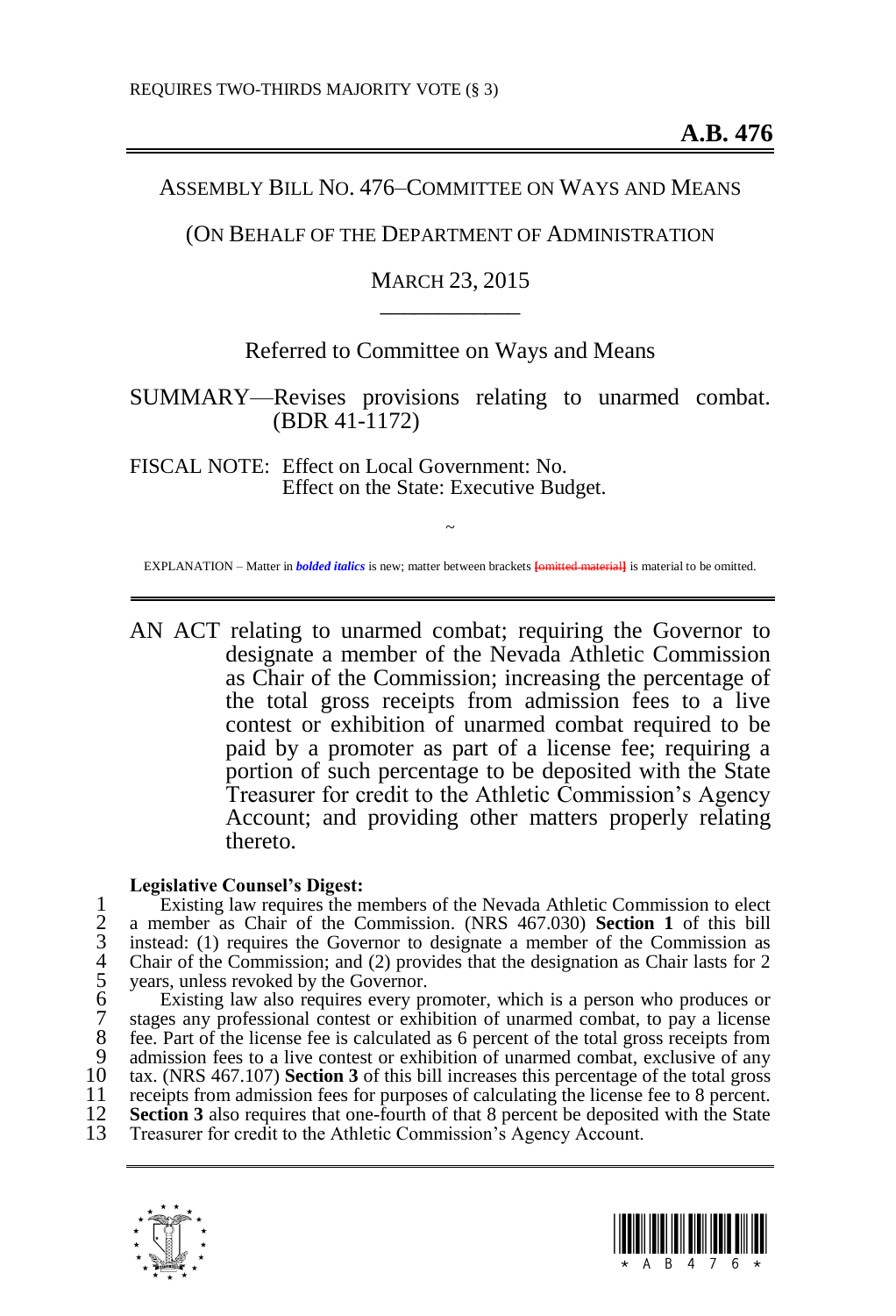REQUIRES TWO-THIRDS MAJORITY VOTE (§ 3)

**A.B. 476**

ASSEMBLY BILL NO. 476–COMMITTEE ON WAYS AND MEANS

(ON BEHALF OF THE DEPARTMENT OF ADMINISTRATION

MARCH 23, 2015

\_\_\_\_\_\_\_\_\_\_\_\_

Referred to Committee on Ways and Means

SUMMARY—Revises provisions relating to unarmed combat. (BDR 41-1172)

FISCAL NOTE: Effect on Local Government: No.
Effect on the State: Executive Budget.

~

EXPLANATION – Matter in ***bolded italics*** is new; matter between brackets [~~omitted material~~] is material to be omitted.

---

AN ACT relating to unarmed combat; requiring the Governor to designate a member of the Nevada Athletic Commission as Chair of the Commission; increasing the percentage of the total gross receipts from admission fees to a live contest or exhibition of unarmed combat required to be paid by a promoter as part of a license fee; requiring a portion of such percentage to be deposited with the State Treasurer for credit to the Athletic Commission's Agency Account; and providing other matters properly relating thereto.

**Legislative Counsel's Digest:**

1 Existing law requires the members of the Nevada Athletic Commission to elect
2 a member as Chair of the Commission. (NRS 467.030) **Section 1** of this bill
3 instead: (1) requires the Governor to designate a member of the Commission as
4 Chair of the Commission; and (2) provides that the designation as Chair lasts for 2
5 years, unless revoked by the Governor.
6 Existing law also requires every promoter, which is a person who produces or
7 stages any professional contest or exhibition of unarmed combat, to pay a license
8 fee. Part of the license fee is calculated as 6 percent of the total gross receipts from
9 admission fees to a live contest or exhibition of unarmed combat, exclusive of any
10 tax. (NRS 467.107) **Section 3** of this bill increases this percentage of the total gross
11 receipts from admission fees for purposes of calculating the license fee to 8 percent.
12 **Section 3** also requires that one-fourth of that 8 percent be deposited with the State
13 Treasurer for credit to the Athletic Commission's Agency Account.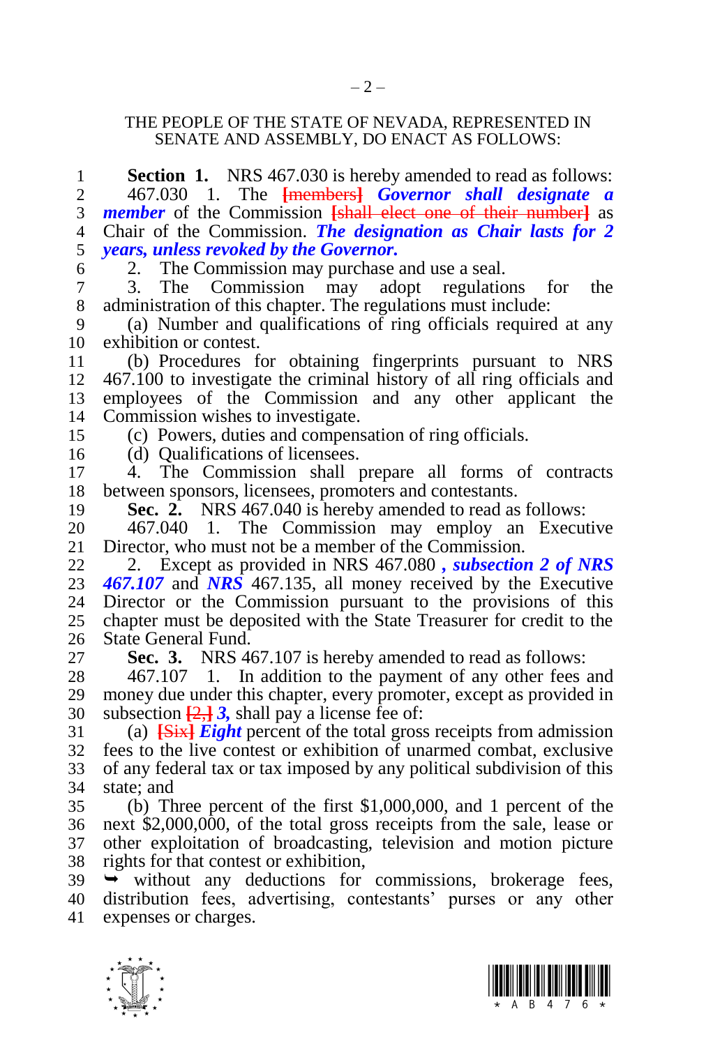THE PEOPLE OF THE STATE OF NEVADA, REPRESENTED IN SENATE AND ASSEMBLY, DO ENACT AS FOLLOWS:

**Section 1.** NRS 467.030 is hereby amended to read as follows:

467.030 1. The ~~[members]~~ ***Governor shall designate a member*** of the Commission ~~[shall elect one of their number]~~ as Chair of the Commission. ***The designation as Chair lasts for 2 years, unless revoked by the Governor.***

2. The Commission may purchase and use a seal.

3. The Commission may adopt regulations for the administration of this chapter. The regulations must include:

(a) Number and qualifications of ring officials required at any exhibition or contest.

(b) Procedures for obtaining fingerprints pursuant to NRS 467.100 to investigate the criminal history of all ring officials and employees of the Commission and any other applicant the Commission wishes to investigate.

(c) Powers, duties and compensation of ring officials.

(d) Qualifications of licensees.

4. The Commission shall prepare all forms of contracts between sponsors, licensees, promoters and contestants.

**Sec. 2.** NRS 467.040 is hereby amended to read as follows:

467.040 1. The Commission may employ an Executive Director, who must not be a member of the Commission.

2. Except as provided in NRS 467.080 ***, subsection 2 of NRS 467.107*** and ***NRS*** 467.135, all money received by the Executive Director or the Commission pursuant to the provisions of this chapter must be deposited with the State Treasurer for credit to the State General Fund.

**Sec. 3.** NRS 467.107 is hereby amended to read as follows:

467.107 1. In addition to the payment of any other fees and money due under this chapter, every promoter, except as provided in subsection ~~[2,]~~ ***3,*** shall pay a license fee of:

(a) ~~[Six]~~ ***Eight*** percent of the total gross receipts from admission fees to the live contest or exhibition of unarmed combat, exclusive of any federal tax or tax imposed by any political subdivision of this state; and

(b) Three percent of the first $1,000,000, and 1 percent of the next $2,000,000, of the total gross receipts from the sale, lease or other exploitation of broadcasting, television and motion picture rights for that contest or exhibition,

➥ without any deductions for commissions, brokerage fees, distribution fees, advertising, contestants' purses or any other expenses or charges.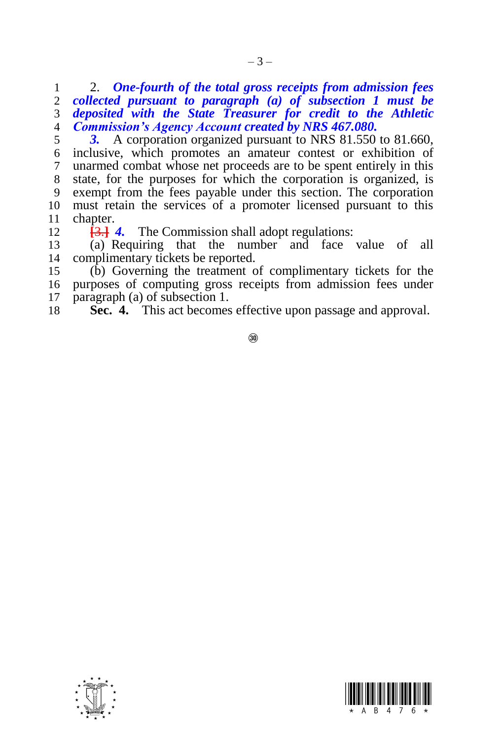2. ***One-fourth of the total gross receipts from admission fees collected pursuant to paragraph (a) of subsection 1 must be deposited with the State Treasurer for credit to the Athletic Commission's Agency Account created by NRS 467.080.***

***3.*** A corporation organized pursuant to NRS 81.550 to 81.660, inclusive, which promotes an amateur contest or exhibition of unarmed combat whose net proceeds are to be spent entirely in this state, for the purposes for which the corporation is organized, is exempt from the fees payable under this section. The corporation must retain the services of a promoter licensed pursuant to this chapter.

[3.] ***4.*** The Commission shall adopt regulations:

(a) Requiring that the number and face value of all complimentary tickets be reported.

(b) Governing the treatment of complimentary tickets for the purposes of computing gross receipts from admission fees under paragraph (a) of subsection 1.

**Sec. 4.** This act becomes effective upon passage and approval.